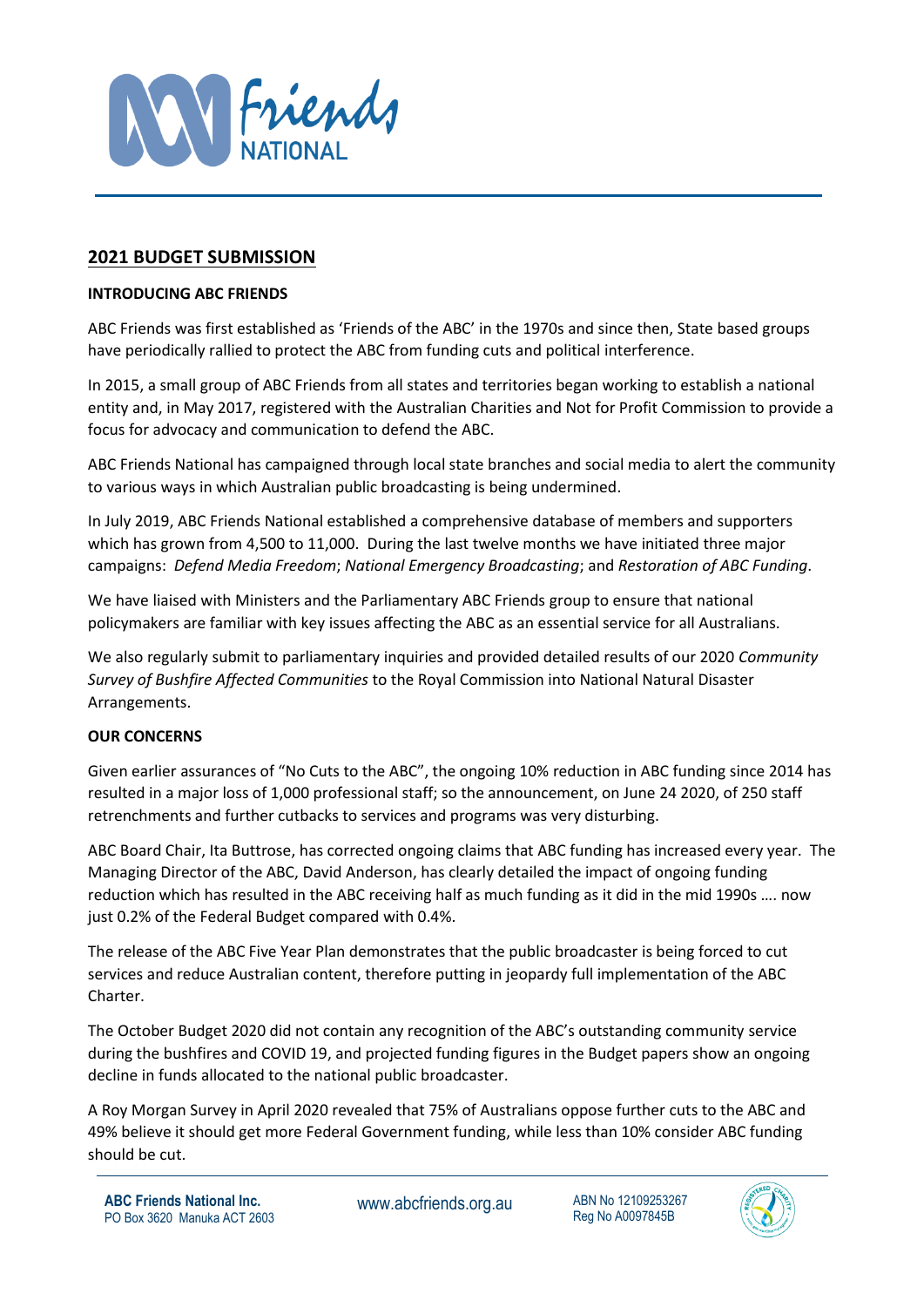## 2021 BUDGET SUBMISSION

### INTRODUCING ABC FRIENDS

ABC Friends was first established as 'Friends of the ABC' in the 1970s and since then, State based groups have periodically rallied to protect the ABC from funding cuts and political interference.

In 2015, a small group of ABC Friends from all states and territories began working to establish a national entity and, in May 2017, registered with the Australian Charities and Not for Profit Commission to provide a focus for advocacy and communication to defend the ABC.

ABC Friends National has campaigned through local state branches and social media to alert the community to various ways in which Australian public broadcasting is being undermined.

In July 2019, ABC Friends National established a comprehensive database of members and supporters which has grown from 4,500 to 11,000. During the last twelve months we have initiated three major campaigns: *Defend Media Freedom*; *National Emergency Broadcasting*; and *Restoration of ABC Funding*.

We have liaised with Ministers and the Parliamentary ABC Friends group to ensure that national policymakers are familiar with key issues affecting the ABC as an essential service for all Australians.

We also regularly submit to parliamentary inquiries and provided detailed results of our 2020 *Community Survey of Bushfire Affected Communities* to the Royal Commission into National Natural Disaster Arrangements.

### OUR CONCERNS

Given earlier assurances of "No Cuts to the ABC", the ongoing 10% reduction in ABC funding since 2014 has resulted in a major loss of 1,000 professional staff; so the announcement, on June 24 2020, of 250 staff retrenchments and further cutbacks to services and programs was very disturbing.

ABC Board Chair, Ita Buttrose, has corrected ongoing claims that ABC funding has increased every year. The Managing Director of the ABC, David Anderson, has clearly detailed the impact of ongoing funding reduction which has resulted in the ABC receiving half as much funding as it did in the mid 1990s …. now just 0.2% of the Federal Budget compared with 0.4%.

The release of the ABC Five Year Plan demonstrates that the public broadcaster is being forced to cut services and reduce Australian content, therefore putting in jeopardy full implementation of the ABC Charter.

The October Budget 2020 did not contain any recognition of the ABC's outstanding community service during the bushfires and COVID 19, and projected funding figures in the Budget papers show an ongoing decline in funds allocated to the national public broadcaster.

A Roy Morgan Survey in April 2020 revealed that 75% of Australians oppose further cuts to the ABC and 49% believe it should get more Federal Government funding, while less than 10% consider ABC funding should be cut.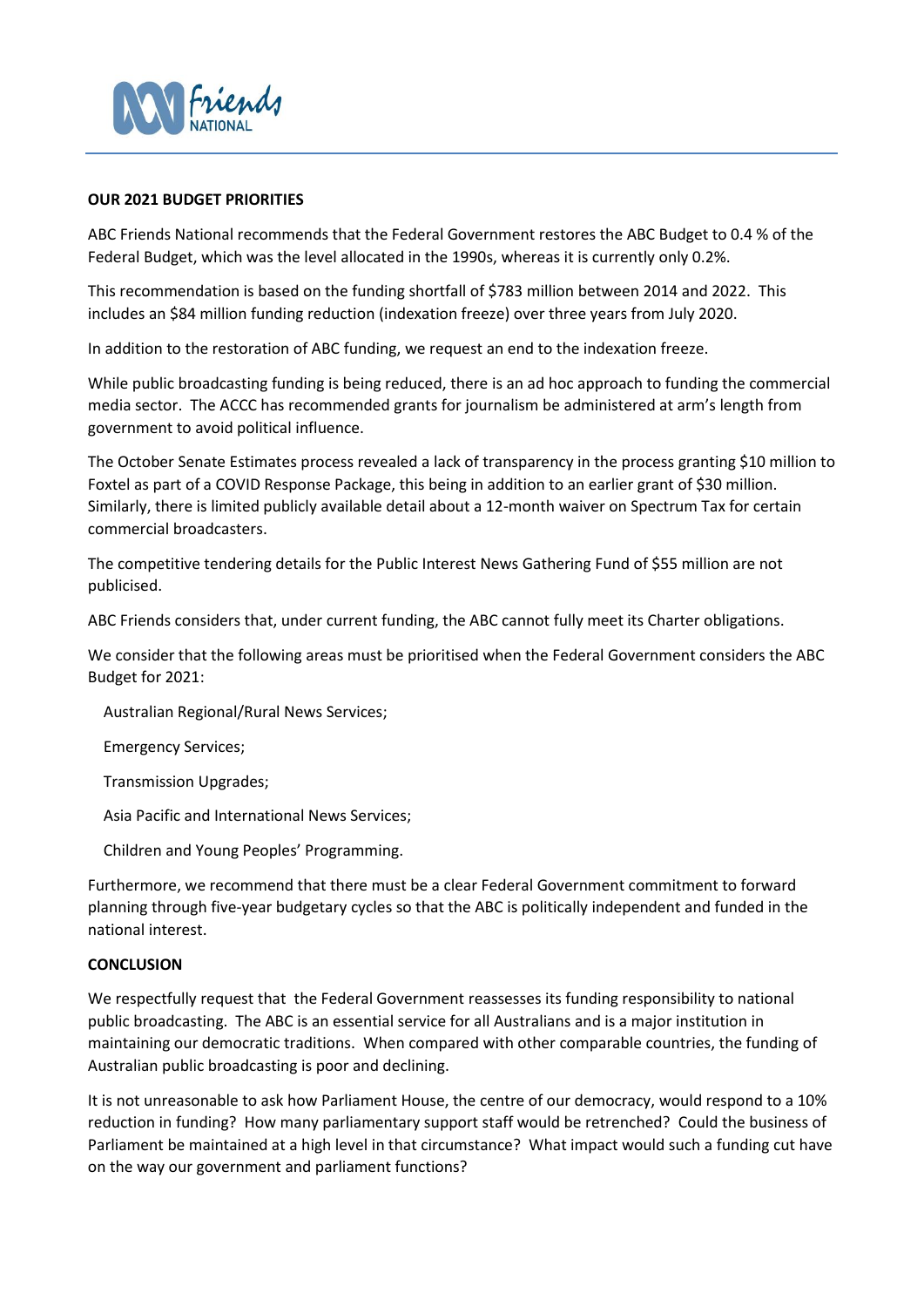**OUR 2021 BUDGET PRIORITIES**

ABC Friends National recommends that the Federal Government restores the ABC Budget to 0.4 % of the Federal Budget, which was the level allocated in the 1990s, whereas it is currently only 0.2%.

This recommendation is based on the funding shortfall of $783 million between 2014 and 2022. This includes an $84 million funding reduction (indexation freeze) over three years from July 2020.

In addition to the restoration of ABC funding, we request an end to the indexation freeze.

While public broadcasting funding is being reduced, there is an ad hoc approach to funding the commercial media sector. The ACCC has recommended grants for journalism be administered at arm's length from government to avoid political influence.

The October Senate Estimates process revealed a lack of transparency in the process granting $10 million to Foxtel as part of a COVID Response Package, this being in addition to an earlier grant of $30 million. Similarly, there is limited publicly available detail about a 12-month waiver on Spectrum Tax for certain commercial broadcasters.

The competitive tendering details for the Public Interest News Gathering Fund of $55 million are not publicised.

ABC Friends considers that, under current funding, the ABC cannot fully meet its Charter obligations.

We consider that the following areas must be prioritised when the Federal Government considers the ABC Budget for 2021:

- Australian Regional/Rural News Services;
- Emergency Services;
- Transmission Upgrades;
- Asia Pacific and International News Services;
- Children and Young Peoples' Programming.

Furthermore, we recommend that there must be a clear Federal Government commitment to forward planning through five-year budgetary cycles so that the ABC is politically independent and funded in the national interest.

**CONCLUSION**

We respectfully request that the Federal Government reassesses its funding responsibility to national public broadcasting. The ABC is an essential service for all Australians and is a major institution in maintaining our democratic traditions. When compared with other comparable countries, the funding of Australian public broadcasting is poor and declining.

It is not unreasonable to ask how Parliament House, the centre of our democracy, would respond to a 10% reduction in funding? How many parliamentary support staff would be retrenched? Could the business of Parliament be maintained at a high level in that circumstance? What impact would such a funding cut have on the way our government and parliament functions?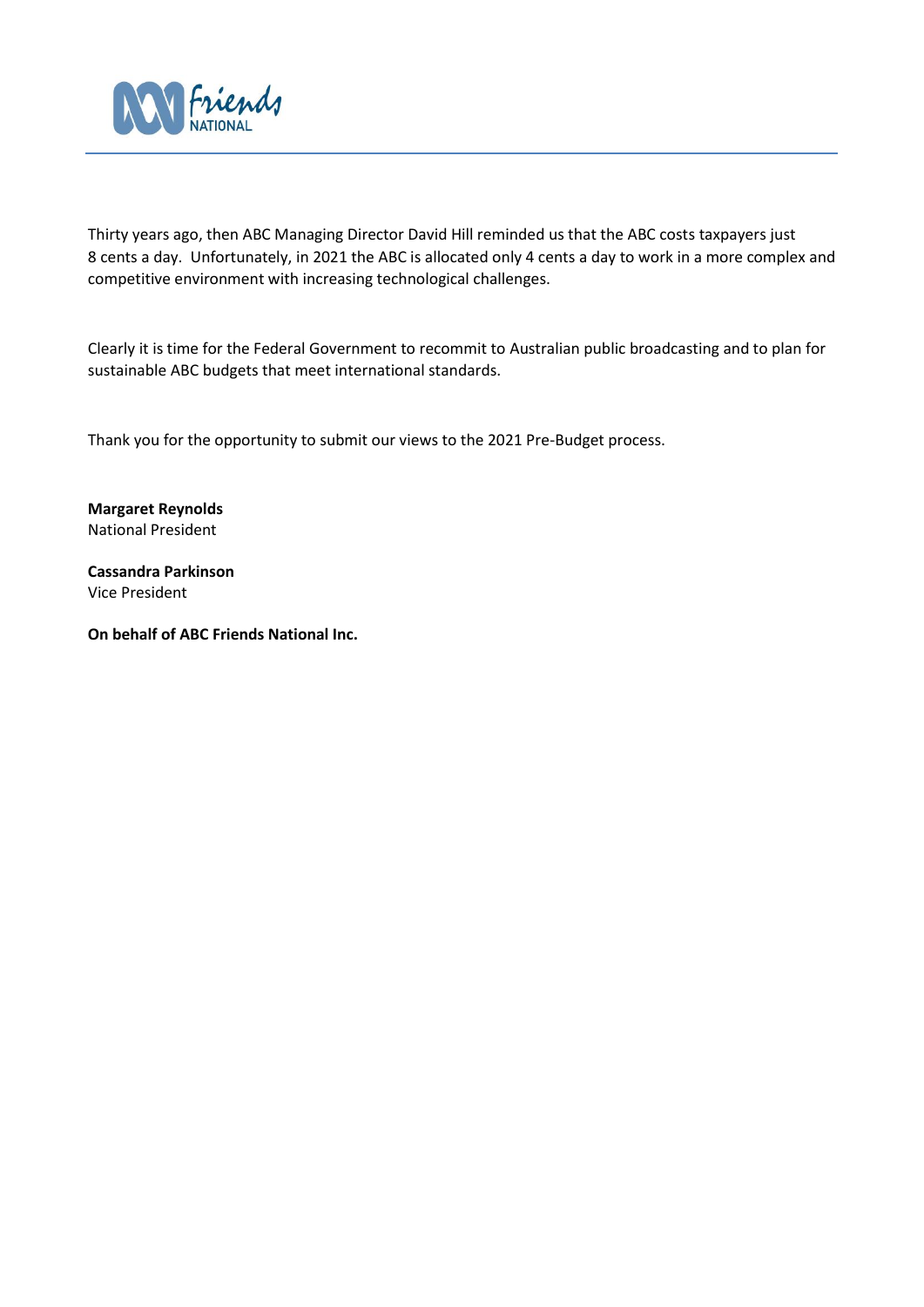Thirty years ago, then ABC Managing Director David Hill reminded us that the ABC costs taxpayers just 8 cents a day. Unfortunately, in 2021 the ABC is allocated only 4 cents a day to work in a more complex and competitive environment with increasing technological challenges.

Clearly it is time for the Federal Government to recommit to Australian public broadcasting and to plan for sustainable ABC budgets that meet international standards.

Thank you for the opportunity to submit our views to the 2021 Pre-Budget process.

**Margaret Reynolds**
National President

**Cassandra Parkinson**
Vice President

**On behalf of ABC Friends National Inc.**